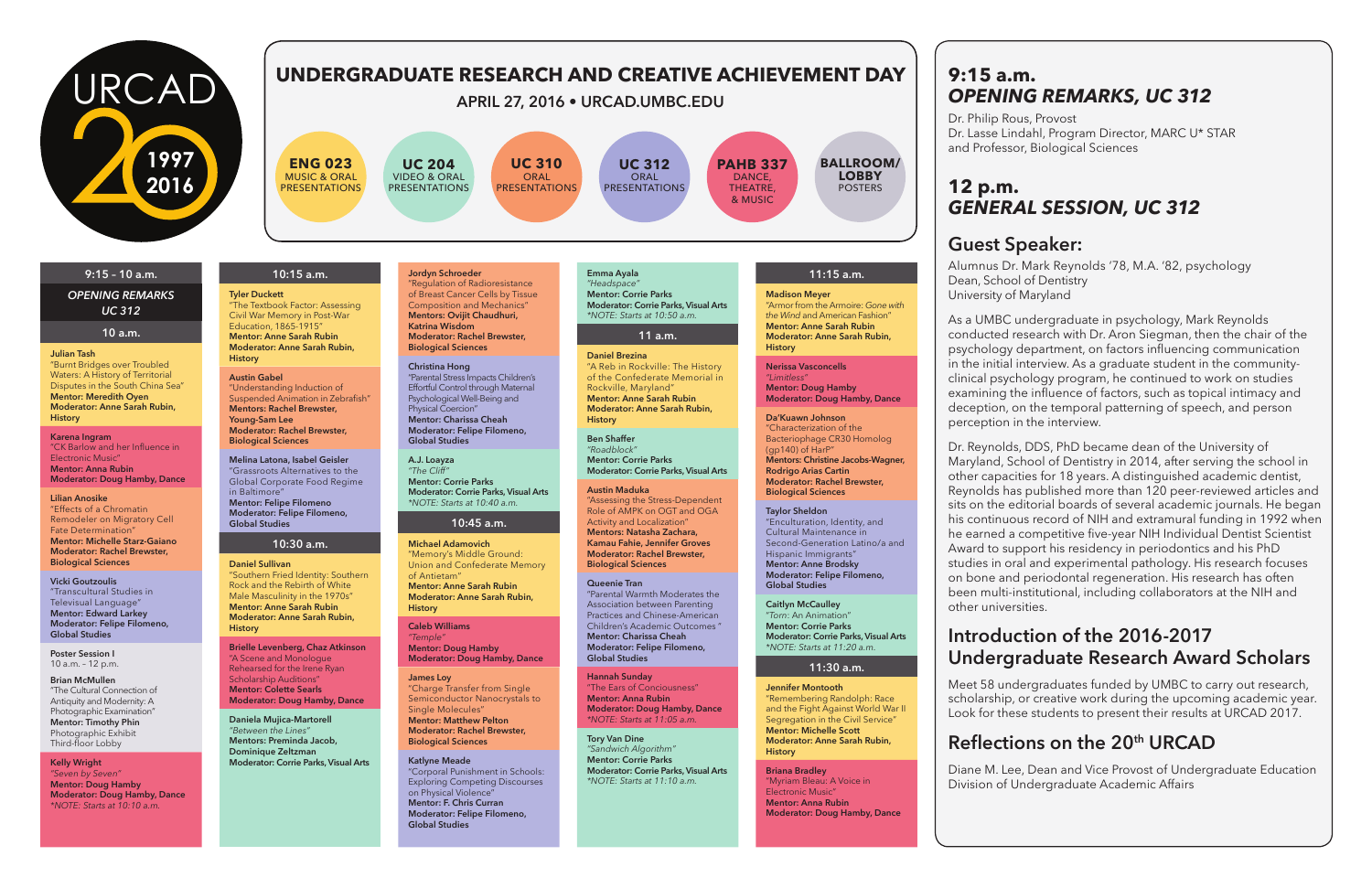# URCAD 20 — 1997 / 2016

# UNDERGRADUATE RESEARCH AND CREATIVE ACHIEVEMENT DAY

APRIL 27, 2016 • URCAD.UMBC.EDU

- **ENG 023** — MUSIC & ORAL PRESENTATIONS
- **UC 204** — VIDEO & ORAL PRESENTATIONS
- **UC 310** — ORAL PRESENTATIONS
- **UC 312** — ORAL PRESENTATIONS
- **PAHB 337** — DANCE, THEATRE, & MUSIC
- **BALLROOM/ LOBBY** — POSTERS

## 9:15 – 10 a.m.

*OPENING REMARKS*
*UC 312*

## 10 a.m.

**Julian Tash**
"Burnt Bridges over Troubled Waters: A History of Territorial Disputes in the South China Sea"
**Mentor: Meredith Oyen**
**Moderator: Anne Sarah Rubin, History**

**Karena Ingram**
"CK Barlow and her Influence in Electronic Music"
**Mentor: Anna Rubin**
**Moderator: Doug Hamby, Dance**

**Lilian Anosike**
"Effects of a Chromatin Remodeler on Migratory Cell Fate Determination"
**Mentor: Michelle Starz-Gaiano**
**Moderator: Rachel Brewster, Biological Sciences**

**Vicki Goutzoulis**
"Transcultural Studies in Televisual Language"
**Mentor: Edward Larkey**
**Moderator: Felipe Filomeno, Global Studies**

Poster Session I
10 a.m. – 12 p.m.

**Brian McMullen**
"The Cultural Connection of Antiquity and Modernity: A Photographic Examination"
**Mentor: Timothy Phin**
Photographic Exhibit
Third-floor Lobby

**Kelly Wright**
*"Seven by Seven"*
**Mentor: Doug Hamby**
**Moderator: Doug Hamby, Dance**
*NOTE: Starts at 10:10 a.m.

## 10:15 a.m.

**Tyler Duckett**
"The Textbook Factor: Assessing Civil War Memory in Post-War Education, 1865-1915"
**Mentor: Anne Sarah Rubin**
**Moderator: Anne Sarah Rubin, History**

**Austin Gabel**
"Understanding Induction of Suspended Animation in Zebrafish"
**Mentors: Rachel Brewster, Young-Sam Lee**
**Moderator: Rachel Brewster, Biological Sciences**

**Melina Latona, Isabel Geisler**
"Grassroots Alternatives to the Global Corporate Food Regime in Baltimore"
**Mentor: Felipe Filomeno**
**Moderator: Felipe Filomeno, Global Studies**

## 10:30 a.m.

**Daniel Sullivan**
"Southern Fried Identity: Southern Rock and the Rebirth of White Male Masculinity in the 1970s"
**Mentor: Anne Sarah Rubin**
**Moderator: Anne Sarah Rubin, History**

**Brielle Levenberg, Chaz Atkinson**
"A Scene and Monologue Rehearsed for the Irene Ryan Scholarship Auditions"
**Mentor: Colette Searls**
**Moderator: Doug Hamby, Dance**

**Daniela Mujica-Martorell**
*"Between the Lines"*
**Mentors: Preminda Jacob, Dominique Zeltzman**
**Moderator: Corrie Parks, Visual Arts**

**Jordyn Schroeder**
"Regulation of Radioresistance of Breast Cancer Cells by Tissue Composition and Mechanics"
**Mentors: Ovijit Chaudhuri, Katrina Wisdom**
**Moderator: Rachel Brewster, Biological Sciences**

**Christina Hong**
"Parental Stress Impacts Children's Effortful Control through Maternal Psychological Well-Being and Physical Coercion"
**Mentor: Charissa Cheah**
**Moderator: Felipe Filomeno, Global Studies**

**A.J. Loayza**
*"The Cliff"*
**Mentor: Corrie Parks**
**Moderator: Corrie Parks, Visual Arts**
*NOTE: Starts at 10:40 a.m.

## 10:45 a.m.

**Michael Adamovich**
"Memory's Middle Ground: Union and Confederate Memory of Antietam"
**Mentor: Anne Sarah Rubin**
**Moderator: Anne Sarah Rubin, History**

**Caleb Williams**
*"Temple"*
**Mentor: Doug Hamby**
**Moderator: Doug Hamby, Dance**

**James Loy**
"Charge Transfer from Single Semiconductor Nanocrystals to Single Molecules"
**Mentor: Matthew Pelton**
**Moderator: Rachel Brewster, Biological Sciences**

**Katlyne Meade**
"Corporal Punishment in Schools: Exploring Competing Discourses on Physical Violence"
**Mentor: F. Chris Curran**
**Moderator: Felipe Filomeno, Global Studies**

**Emma Ayala**
*"Headspace"*
**Mentor: Corrie Parks**
**Moderator: Corrie Parks, Visual Arts**
*NOTE: Starts at 10:50 a.m.

## 11 a.m.

**Daniel Brezina**
"A Reb in Rockville: The History of the Confederate Memorial in Rockville, Maryland"
**Mentor: Anne Sarah Rubin**
**Moderator: Anne Sarah Rubin, History**

**Ben Shaffer**
*"Roadblock"*
**Mentor: Corrie Parks**
**Moderator: Corrie Parks, Visual Arts**

**Austin Maduka**
"Assessing the Stress-Dependent Role of AMPK on OGT and OGA Activity and Localization"
**Mentors: Natasha Zachara, Kamau Fahie, Jennifer Groves**
**Moderator: Rachel Brewster, Biological Sciences**

**Queenie Tran**
"Parental Warmth Moderates the Association between Parenting Practices and Chinese-American Children's Academic Outcomes"
**Mentor: Charissa Cheah**
**Moderator: Felipe Filomeno, Global Studies**

**Hannah Sunday**
"The Ears of Conciousness"
**Mentor: Anna Rubin**
**Moderator: Doug Hamby, Dance**
*NOTE: Starts at 11:05 a.m.

**Tory Van Dine**
*"Sandwich Algorithm"*
**Mentor: Corrie Parks**
**Moderator: Corrie Parks, Visual Arts**
*NOTE: Starts at 11:10 a.m.

## 11:15 a.m.

**Madison Meyer**
"Armor from the Armoire: *Gone with the Wind* and American Fashion"
**Mentor: Anne Sarah Rubin**
**Moderator: Anne Sarah Rubin, History**

**Nerissa Vasconcells**
*"Limitless"*
**Mentor: Doug Hamby**
**Moderator: Doug Hamby, Dance**

**Da'Kuawn Johnson**
"Characterization of the Bacteriophage CR30 Homolog (gp140) of HarP"
**Mentors: Christine Jacobs-Wagner, Rodrigo Arias Cartin**
**Moderator: Rachel Brewster, Biological Sciences**

**Taylor Sheldon**
"Enculturation, Identity, and Cultural Maintenance in Second-Generation Latino/a and Hispanic Immigrants"
**Mentor: Anne Brodsky**
**Moderator: Felipe Filomeno, Global Studies**

**Caitlyn McCaulley**
*"Torn: An Animation"*
**Mentor: Corrie Parks**
**Moderator: Corrie Parks, Visual Arts**
*NOTE: Starts at 11:20 a.m.

## 11:30 a.m.

**Jennifer Montooth**
"Remembering Randolph: Race and the Fight Against World War II Segregation in the Civil Service"
**Mentor: Michelle Scott**
**Moderator: Anne Sarah Rubin, History**

**Briana Bradley**
"Myriam Bleau: A Voice in Electronic Music"
**Mentor: Anna Rubin**
**Moderator: Doug Hamby, Dance**

## 9:15 a.m. *OPENING REMARKS, UC 312*

Dr. Philip Rous, Provost
Dr. Lasse Lindahl, Program Director, MARC U* STAR and Professor, Biological Sciences

## 12 p.m. *GENERAL SESSION, UC 312*

### Guest Speaker:

Alumnus Dr. Mark Reynolds '78, M.A. '82, psychology
Dean, School of Dentistry
University of Maryland

As a UMBC undergraduate in psychology, Mark Reynolds conducted research with Dr. Aron Siegman, then the chair of the psychology department, on factors influencing communication in the initial interview. As a graduate student in the community-clinical psychology program, he continued to work on studies examining the influence of factors, such as topical intimacy and deception, on the temporal patterning of speech, and person perception in the interview.

Dr. Reynolds, DDS, PhD became dean of the University of Maryland, School of Dentistry in 2014, after serving the school in other capacities for 18 years. A distinguished academic dentist, Reynolds has published more than 120 peer-reviewed articles and sits on the editorial boards of several academic journals. He began his continuous record of NIH and extramural funding in 1992 when he earned a competitive five-year NIH Individual Dentist Scientist Award to support his residency in periodontics and his PhD studies in oral and experimental pathology. His research focuses on bone and periodontal regeneration. His research has often been multi-institutional, including collaborators at the NIH and other universities.

### Introduction of the 2016-2017 Undergraduate Research Award Scholars

Meet 58 undergraduates funded by UMBC to carry out research, scholarship, or creative work during the upcoming academic year. Look for these students to present their results at URCAD 2017.

### Reflections on the 20th URCAD

Diane M. Lee, Dean and Vice Provost of Undergraduate Education
Division of Undergraduate Academic Affairs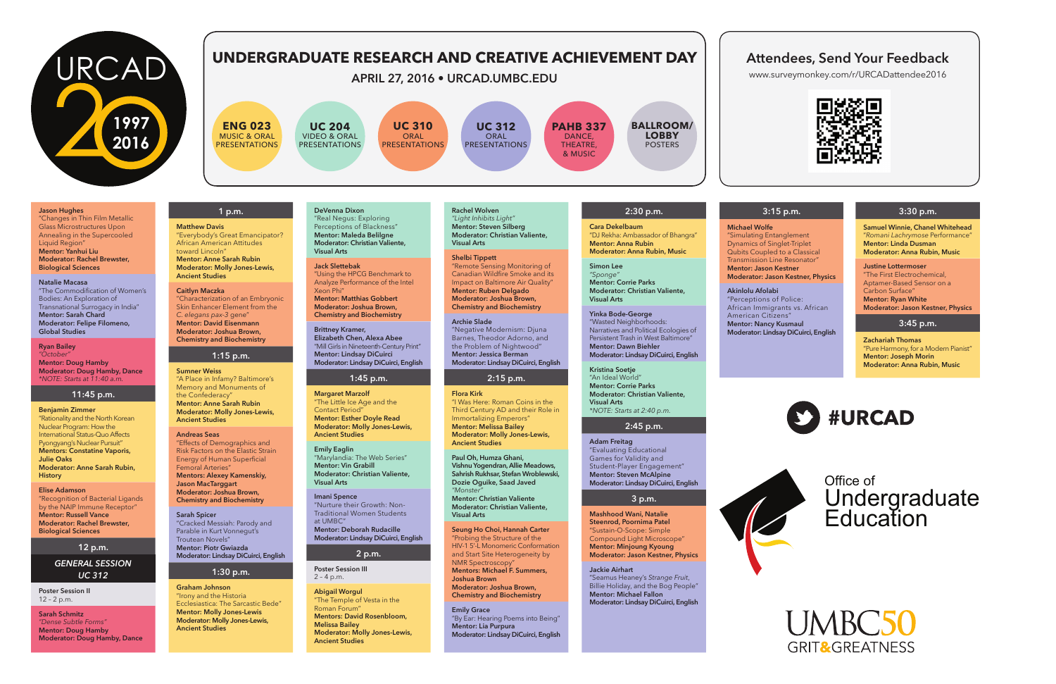# URCAD 20 1997 2016

## UNDERGRADUATE RESEARCH AND CREATIVE ACHIEVEMENT DAY

APRIL 27, 2016 • URCAD.UMBC.EDU

- **ENG 023** MUSIC & ORAL PRESENTATIONS
- **UC 204** VIDEO & ORAL PRESENTATIONS
- **UC 310** ORAL PRESENTATIONS
- **UC 312** ORAL PRESENTATIONS
- **PAHB 337** DANCE, THEATRE, & MUSIC
- **BALLROOM/ LOBBY** POSTERS

## Attendees, Send Your Feedback

www.surveymonkey.com/r/URCADattendee2016

---

**Jason Hughes**
"Changes in Thin Film Metallic Glass Microstructures Upon Annealing in the Supercooled Liquid Region"
**Mentor: Yanhui Liu**
**Moderator: Rachel Brewster, Biological Sciences**

**Natalie Macasa**
"The Commodification of Women's Bodies: An Exploration of Transnational Surrogacy in India"
**Mentor: Sarah Chard**
**Moderator: Felipe Filomeno, Global Studies**

**Ryan Bailey**
*"October"*
**Mentor: Doug Hamby**
**Moderator: Doug Hamby, Dance**
*\*NOTE: Starts at 11:40 a.m.*

### 11:45 p.m.

**Benjamin Zimmer**
"Rationality and the North Korean Nuclear Program: How the International Status-Quo Affects Pyongyang's Nuclear Pursuit"
**Mentors: Constantine Vaporis, Julie Oaks**
**Moderator: Anne Sarah Rubin, History**

**Elise Adamson**
"Recognition of Bacterial Ligands by the NAIP Immune Receptor"
**Mentor: Russell Vance**
**Moderator: Rachel Brewster, Biological Sciences**

### 12 p.m.

*GENERAL SESSION*
*UC 312*

Poster Session II
12 – 2 p.m.

**Sarah Schmitz**
*"Dense Subtle Forms"*
**Mentor: Doug Hamby**
**Moderator: Doug Hamby, Dance**

### 1 p.m.

**Matthew Davis**
"Everybody's Great Emancipator? African American Attitudes toward Lincoln"
**Mentor: Anne Sarah Rubin**
**Moderator: Molly Jones-Lewis, Ancient Studies**

**Caitlyn Maczka**
"Characterization of an Embryonic Skin Enhancer Element from the *C. elegans pax-3* gene"
**Mentor: David Eisenmann**
**Moderator: Joshua Brown, Chemistry and Biochemistry**

### 1:15 p.m.

**Sumner Weiss**
"A Place in Infamy? Baltimore's Memory and Monuments of the Confederacy"
**Mentor: Anne Sarah Rubin**
**Moderator: Molly Jones-Lewis, Ancient Studies**

**Andreas Seas**
"Effects of Demographics and Risk Factors on the Elastic Strain Energy of Human Superficial Femoral Arteries"
**Mentors: Alexey Kamenskiy, Jason MacTarggart**
**Moderator: Joshua Brown, Chemistry and Biochemistry**

**Sarah Spicer**
"Cracked Messiah: Parody and Parable in Kurt Vonnegut's Troutean Novels"
**Mentor: Piotr Gwiazda**
**Moderator: Lindsay DiCuirci, English**

### 1:30 p.m.

**Graham Johnson**
"Irony and the Historia Ecclesiastica: The Sarcastic Bede"
**Mentor: Molly Jones-Lewis**
**Moderator: Molly Jones-Lewis, Ancient Studies**

**DeVenna Dixon**
"Real Negus: Exploring Perceptions of Blackness"
**Mentor: Maleda Belilgne**
**Moderator: Christian Valiente, Visual Arts**

**Jack Slettebak**
"Using the HPCG Benchmark to Analyze Performance of the Intel Xeon Phi"
**Mentor: Matthias Gobbert**
**Moderator: Joshua Brown, Chemistry and Biochemistry**

**Brittney Kramer, Elizabeth Chen, Alexa Abee**
"Mill Girls in Nineteenth-Century Print"
**Mentor: Lindsay DiCuirci**
**Moderator: Lindsay DiCuirci, English**

### 1:45 p.m.

**Margaret Marzolf**
"The Little Ice Age and the Contact Period"
**Mentor: Esther Doyle Read**
**Moderator: Molly Jones-Lewis, Ancient Studies**

**Emily Eaglin**
"Marylandia: The Web Series"
**Mentor: Vin Grabill**
**Moderator: Christian Valiente, Visual Arts**

**Imani Spence**
"Nurture their Growth: Non-Traditional Women Students at UMBC"
**Mentor: Deborah Rudacille**
**Moderator: Lindsay DiCuirci, English**

### 2 p.m.

Poster Session III
2 – 4 p.m.

**Abigail Worgul**
"The Temple of Vesta in the Roman Forum"
**Mentors: David Rosenbloom, Melissa Bailey**
**Moderator: Molly Jones-Lewis, Ancient Studies**

**Rachel Wolven**
*"Light Inhibits Light"*
**Mentor: Steven Silberg**
**Moderator: Christian Valiente, Visual Arts**

**Shelbi Tippett**
"Remote Sensing Monitoring of Canadian Wildfire Smoke and its Impact on Baltimore Air Quality"
**Mentor: Ruben Delgado**
**Moderator: Joshua Brown, Chemistry and Biochemistry**

**Archie Slade**
"Negative Modernism: Djuna Barnes, Theodor Adorno, and the Problem of Nightwood"
**Mentor: Jessica Berman**
**Moderator: Lindsay DiCuirci, English**

### 2:15 p.m.

**Flora Kirk**
"I Was Here: Roman Coins in the Third Century AD and their Role in Immortalizing Emperors"
**Mentor: Melissa Bailey**
**Moderator: Molly Jones-Lewis, Ancient Studies**

**Paul Oh, Humza Ghani, Vishnu Yogendran, Allie Meadows, Sahrish Rukhsar, Stefan Wroblewski, Dozie Oguike, Saad Javed**
*"Monster"*
**Mentor: Christian Valiente**
**Moderator: Christian Valiente, Visual Arts**

**Seung Ho Choi, Hannah Carter**
"Probing the Structure of the HIV-1 5'-L Monomeric Conformation and Start Site Heterogeneity by NMR Spectroscopy"
**Mentors: Michael F. Summers, Joshua Brown**
**Moderator: Joshua Brown, Chemistry and Biochemistry**

**Emily Grace**
"By Ear: Hearing Poems into Being"
**Mentor: Lia Purpura**
**Moderator: Lindsay DiCuirci, English**

### 2:30 p.m.

**Cara Dekelbaum**
"DJ Rekha: Ambassador of Bhangra"
**Mentor: Anna Rubin**
**Moderator: Anna Rubin, Music**

**Simon Lee**
*"Sponge"*
**Mentor: Corrie Parks**
**Moderator: Christian Valiente, Visual Arts**

**Yinka Bode-George**
"Wasted Neighborhoods: Narratives and Political Ecologies of Persistent Trash in West Baltimore"
**Mentor: Dawn Biehler**
**Moderator: Lindsay DiCuirci, English**

**Kristina Soetje**
"An Ideal World"
**Mentor: Corrie Parks**
**Moderator: Christian Valiente, Visual Arts**
*\*NOTE: Starts at 2:40 p.m.*

### 2:45 p.m.

**Adam Freitag**
"Evaluating Educational Games for Validity and Student-Player Engagement"
**Mentor: Steven McAlpine**
**Moderator: Lindsay DiCuirci, English**

### 3 p.m.

**Mashhood Wani, Natalie Steenrod, Poornima Patel**
"Sustain-O-Scope: Simple Compound Light Microscope"
**Mentor: Minjoung Kyoung**
**Moderator: Jason Kestner, Physics**

**Jackie Airhart**
"Seamus Heaney's *Strange Fruit*, Billie Holiday, and the Bog People"
**Mentor: Michael Fallon**
**Moderator: Lindsay DiCuirci, English**

### 3:15 p.m.

**Michael Wolfe**
"Simulating Entanglement Dynamics of Singlet-Triplet Qubits Coupled to a Classical Transmission Line Resonator"
**Mentor: Jason Kestner**
**Moderator: Jason Kestner, Physics**

**Akinlolu Afolabi**
"Perceptions of Police: African Immigrants vs. African American Citizens"
**Mentor: Nancy Kusmaul**
**Moderator: Lindsay DiCuirci, English**

### 3:30 p.m.

**Samuel Winnie, Chanel Whitehead**
"*Romani Lachrymose* Performance"
**Mentor: Linda Dusman**
**Moderator: Anna Rubin, Music**

**Justine Lottermoser**
"The First Electrochemical, Aptamer-Based Sensor on a Carbon Surface"
**Mentor: Ryan White**
**Moderator: Jason Kestner, Physics**

### 3:45 p.m.

**Zachariah Thomas**
"Pure Harmony, for a Modern Pianist"
**Mentor: Joseph Morin**
**Moderator: Anna Rubin, Music**

---

#URCAD

Office of Undergraduate Education

UMBC50 GRIT&GREATNESS